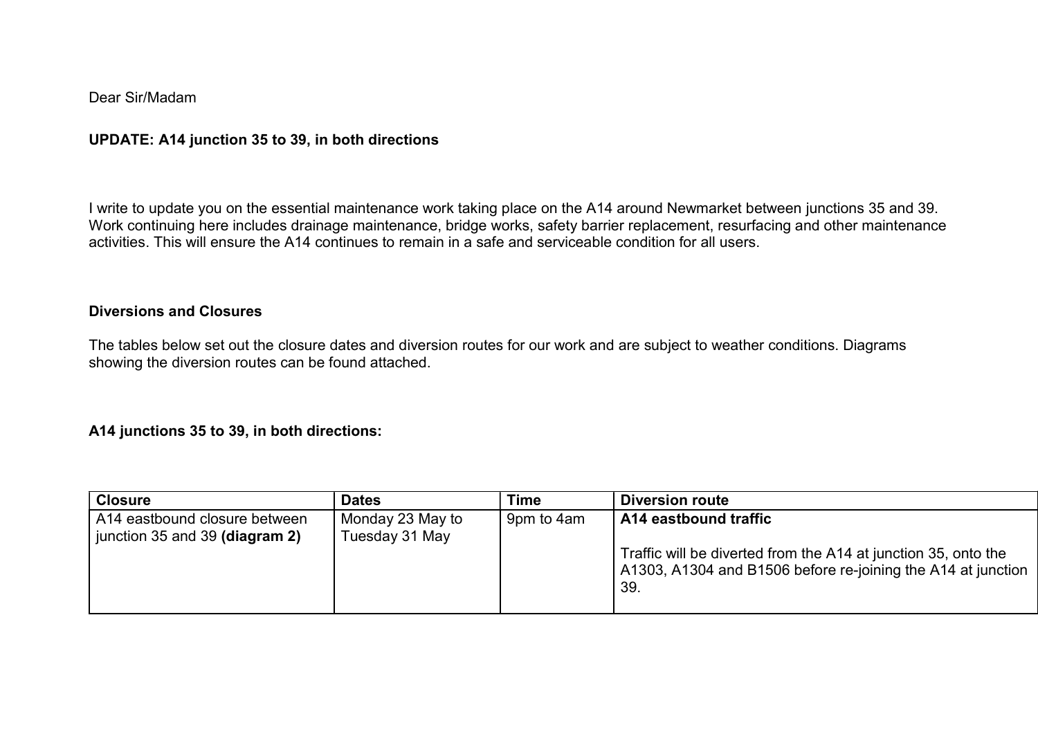Dear Sir/Madam

**UPDATE: A14 junction 35 to 39, in both directions**

I write to update you on the essential maintenance work taking place on the A14 around Newmarket between junctions 35 and 39. Work continuing here includes drainage maintenance, bridge works, safety barrier replacement, resurfacing and other maintenance activities. This will ensure the A14 continues to remain in a safe and serviceable condition for all users.

**Diversions and Closures**

The tables below set out the closure dates and diversion routes for our work and are subject to weather conditions. Diagrams showing the diversion routes can be found attached.

**A14 junctions 35 to 39, in both directions:**

| Closure | Dates | Time | Diversion route |
|---|---|---|---|
| A14 eastbound closure between junction 35 and 39 **(diagram 2)** | Monday 23 May to Tuesday 31 May | 9pm to 4am | **A14 eastbound traffic**<br><br>Traffic will be diverted from the A14 at junction 35, onto the A1303, A1304 and B1506 before re-joining the A14 at junction 39. |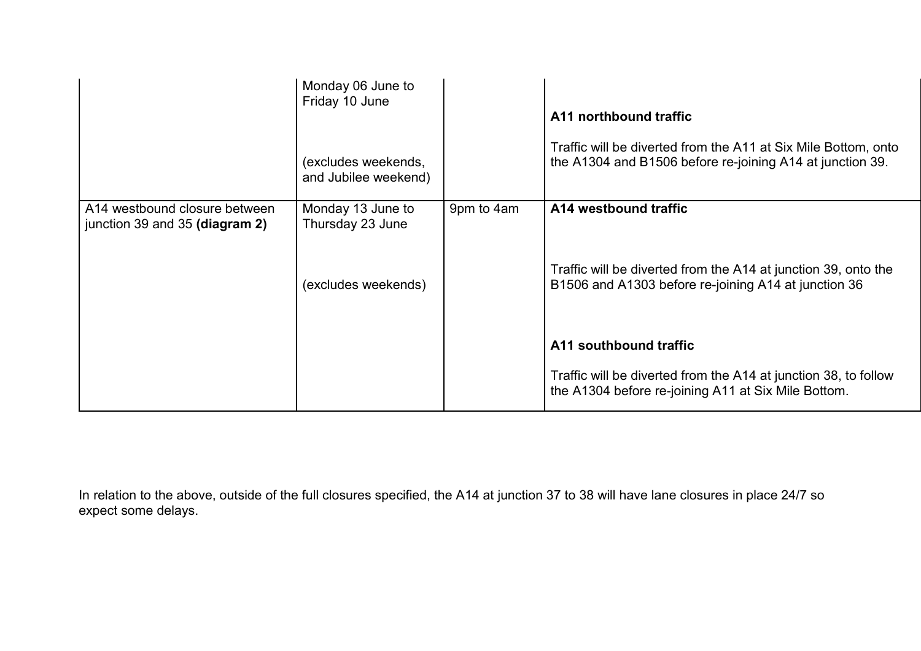| | | | |
|---|---|---|---|
| | Monday 06 June to Friday 10 June<br><br>(excludes weekends, and Jubilee weekend) | | **A11 northbound traffic**<br><br>Traffic will be diverted from the A11 at Six Mile Bottom, onto the A1304 and B1506 before re-joining A14 at junction 39. |
| A14 westbound closure between junction 39 and 35 **(diagram 2)** | Monday 13 June to Thursday 23 June<br><br>(excludes weekends) | 9pm to 4am | **A14 westbound traffic**<br><br>Traffic will be diverted from the A14 at junction 39, onto the B1506 and A1303 before re-joining A14 at junction 36<br><br>**A11 southbound traffic**<br><br>Traffic will be diverted from the A14 at junction 38, to follow the A1304 before re-joining A11 at Six Mile Bottom. |

In relation to the above, outside of the full closures specified, the A14 at junction 37 to 38 will have lane closures in place 24/7 so expect some delays.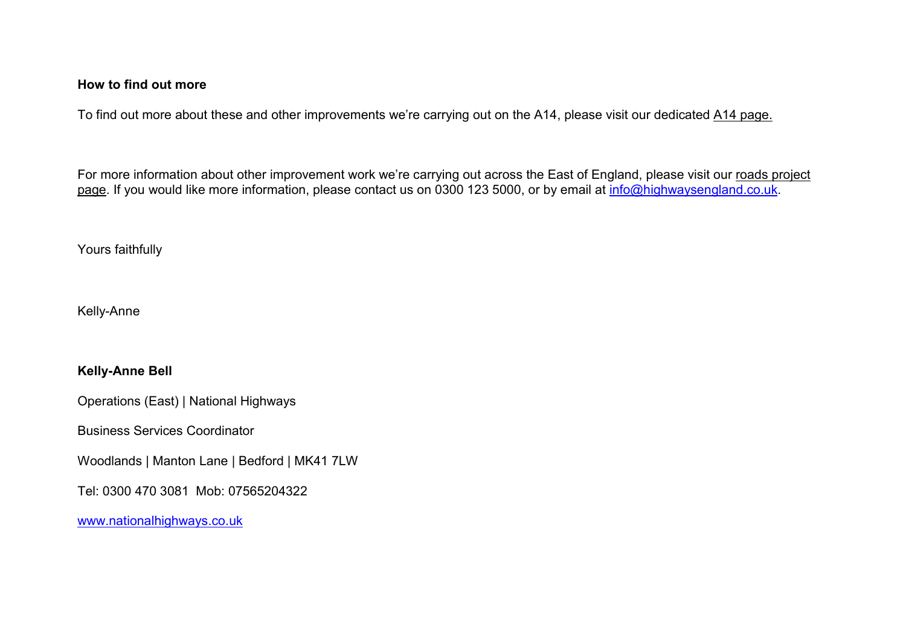**How to find out more**

To find out more about these and other improvements we're carrying out on the A14, please visit our dedicated A14 page.

For more information about other improvement work we're carrying out across the East of England, please visit our roads project page. If you would like more information, please contact us on 0300 123 5000, or by email at info@highwaysengland.co.uk.

Yours faithfully

Kelly-Anne

**Kelly-Anne Bell**

Operations (East) | National Highways

Business Services Coordinator

Woodlands | Manton Lane | Bedford | MK41 7LW

Tel: 0300 470 3081  Mob: 07565204322

www.nationalhighways.co.uk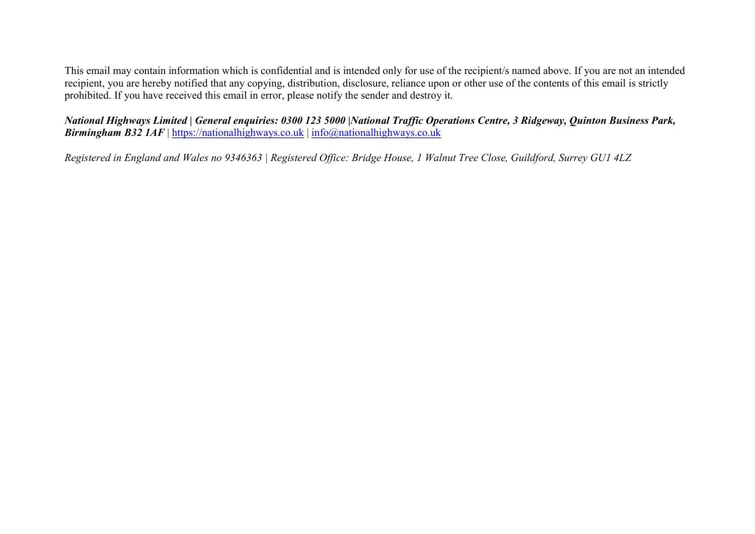This email may contain information which is confidential and is intended only for use of the recipient/s named above. If you are not an intended recipient, you are hereby notified that any copying, distribution, disclosure, reliance upon or other use of the contents of this email is strictly prohibited. If you have received this email in error, please notify the sender and destroy it.

***National Highways Limited | General enquiries: 0300 123 5000 |National Traffic Operations Centre, 3 Ridgeway, Quinton Business Park, Birmingham B32 1AF*** | https://nationalhighways.co.uk | info@nationalhighways.co.uk

*Registered in England and Wales no 9346363 | Registered Office: Bridge House, 1 Walnut Tree Close, Guildford, Surrey GU1 4LZ*